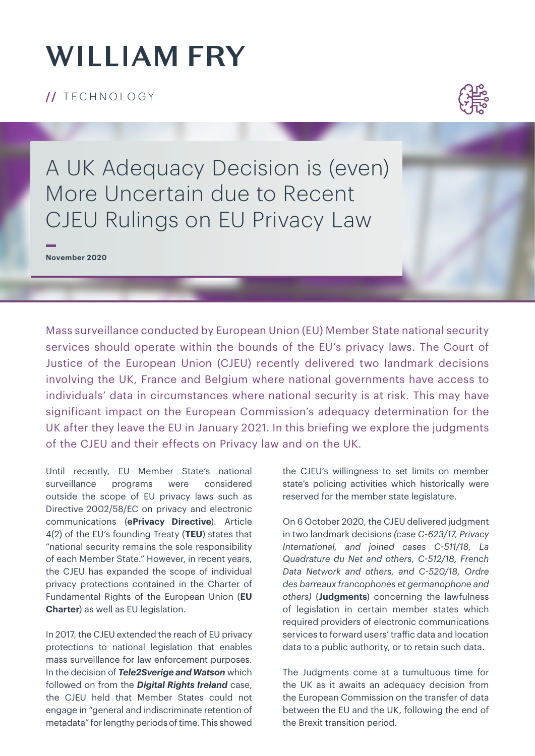# WILLIAM FRY

// TECHNOLOGY

## A UK Adequacy Decision is (even) More Uncertain due to Recent CJEU Rulings on EU Privacy Law

**November 2020**

Mass surveillance conducted by European Union (EU) Member State national security services should operate within the bounds of the EU's privacy laws. The Court of Justice of the European Union (CJEU) recently delivered two landmark decisions involving the UK, France and Belgium where national governments have access to individuals' data in circumstances where national security is at risk. This may have significant impact on the European Commission's adequacy determination for the UK after they leave the EU in January 2021. In this briefing we explore the judgments of the CJEU and their effects on Privacy law and on the UK.

Until recently, EU Member State's national surveillance programs were considered outside the scope of EU privacy laws such as Directive 2002/58/EC on privacy and electronic communications (**ePrivacy Directive**). Article 4(2) of the EU's founding Treaty (**TEU**) states that "national security remains the sole responsibility of each Member State." However, in recent years, the CJEU has expanded the scope of individual privacy protections contained in the Charter of Fundamental Rights of the European Union (**EU Charter**) as well as EU legislation.

In 2017, the CJEU extended the reach of EU privacy protections to national legislation that enables mass surveillance for law enforcement purposes. In the decision of ***Tele2Sverige and Watson*** which followed on from the ***Digital Rights Ireland*** case, the CJEU held that Member States could not engage in "general and indiscriminate retention of metadata" for lengthy periods of time. This showed the CJEU's willingness to set limits on member state's policing activities which historically were reserved for the member state legislature.

On 6 October 2020, the CJEU delivered judgment in two landmark decisions *(case C-623/17, Privacy International, and joined cases C-511/18, La Quadrature du Net and others, C-512/18, French Data Network and others, and C-520/18, Ordre des barreaux francophones et germanophone and others)* (**Judgments**) concerning the lawfulness of legislation in certain member states which required providers of electronic communications services to forward users' traffic data and location data to a public authority, or to retain such data.

The Judgments come at a tumultuous time for the UK as it awaits an adequacy decision from the European Commission on the transfer of data between the EU and the UK, following the end of the Brexit transition period.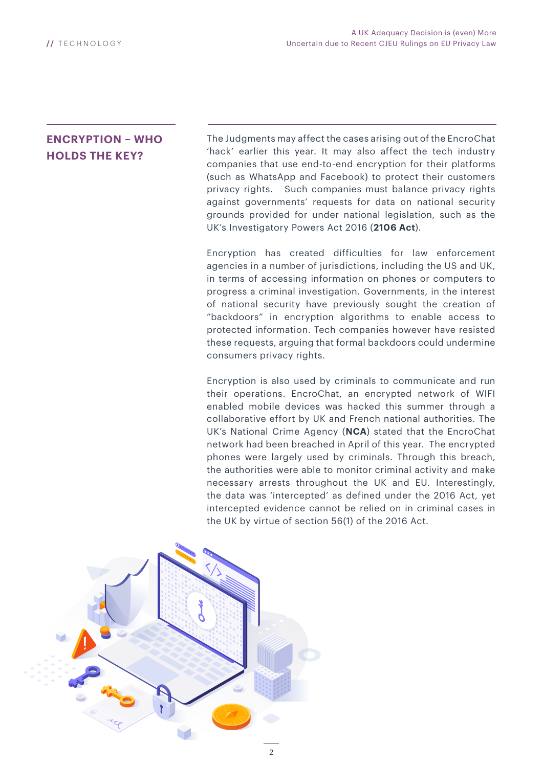## ENCRYPTION – WHO HOLDS THE KEY?

The Judgments may affect the cases arising out of the EncroChat 'hack' earlier this year. It may also affect the tech industry companies that use end-to-end encryption for their platforms (such as WhatsApp and Facebook) to protect their customers privacy rights. Such companies must balance privacy rights against governments' requests for data on national security grounds provided for under national legislation, such as the UK's Investigatory Powers Act 2016 (**2106 Act**).

Encryption has created difficulties for law enforcement agencies in a number of jurisdictions, including the US and UK, in terms of accessing information on phones or computers to progress a criminal investigation. Governments, in the interest of national security have previously sought the creation of "backdoors" in encryption algorithms to enable access to protected information. Tech companies however have resisted these requests, arguing that formal backdoors could undermine consumers privacy rights.

Encryption is also used by criminals to communicate and run their operations. EncroChat, an encrypted network of WIFI enabled mobile devices was hacked this summer through a collaborative effort by UK and French national authorities. The UK's National Crime Agency (**NCA**) stated that the EncroChat network had been breached in April of this year. The encrypted phones were largely used by criminals. Through this breach, the authorities were able to monitor criminal activity and make necessary arrests throughout the UK and EU. Interestingly, the data was 'intercepted' as defined under the 2016 Act, yet intercepted evidence cannot be relied on in criminal cases in the UK by virtue of section 56(1) of the 2016 Act.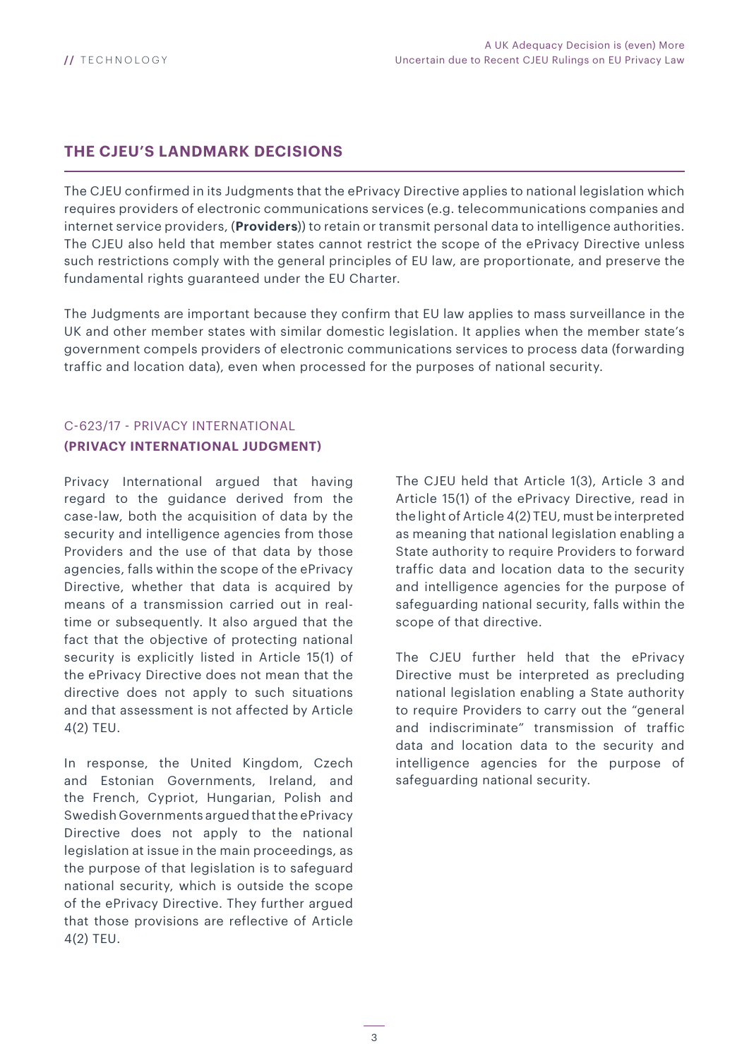## THE CJEU'S LANDMARK DECISIONS

The CJEU confirmed in its Judgments that the ePrivacy Directive applies to national legislation which requires providers of electronic communications services (e.g. telecommunications companies and internet service providers, (**Providers**)) to retain or transmit personal data to intelligence authorities. The CJEU also held that member states cannot restrict the scope of the ePrivacy Directive unless such restrictions comply with the general principles of EU law, are proportionate, and preserve the fundamental rights guaranteed under the EU Charter.

The Judgments are important because they confirm that EU law applies to mass surveillance in the UK and other member states with similar domestic legislation. It applies when the member state's government compels providers of electronic communications services to process data (forwarding traffic and location data), even when processed for the purposes of national security.

### C-623/17 - PRIVACY INTERNATIONAL **(PRIVACY INTERNATIONAL JUDGMENT)**

Privacy International argued that having regard to the guidance derived from the case-law, both the acquisition of data by the security and intelligence agencies from those Providers and the use of that data by those agencies, falls within the scope of the ePrivacy Directive, whether that data is acquired by means of a transmission carried out in real-time or subsequently. It also argued that the fact that the objective of protecting national security is explicitly listed in Article 15(1) of the ePrivacy Directive does not mean that the directive does not apply to such situations and that assessment is not affected by Article 4(2) TEU.

In response, the United Kingdom, Czech and Estonian Governments, Ireland, and the French, Cypriot, Hungarian, Polish and Swedish Governments argued that the ePrivacy Directive does not apply to the national legislation at issue in the main proceedings, as the purpose of that legislation is to safeguard national security, which is outside the scope of the ePrivacy Directive. They further argued that those provisions are reflective of Article 4(2) TEU.

The CJEU held that Article 1(3), Article 3 and Article 15(1) of the ePrivacy Directive, read in the light of Article 4(2) TEU, must be interpreted as meaning that national legislation enabling a State authority to require Providers to forward traffic data and location data to the security and intelligence agencies for the purpose of safeguarding national security, falls within the scope of that directive.

The CJEU further held that the ePrivacy Directive must be interpreted as precluding national legislation enabling a State authority to require Providers to carry out the "general and indiscriminate" transmission of traffic data and location data to the security and intelligence agencies for the purpose of safeguarding national security.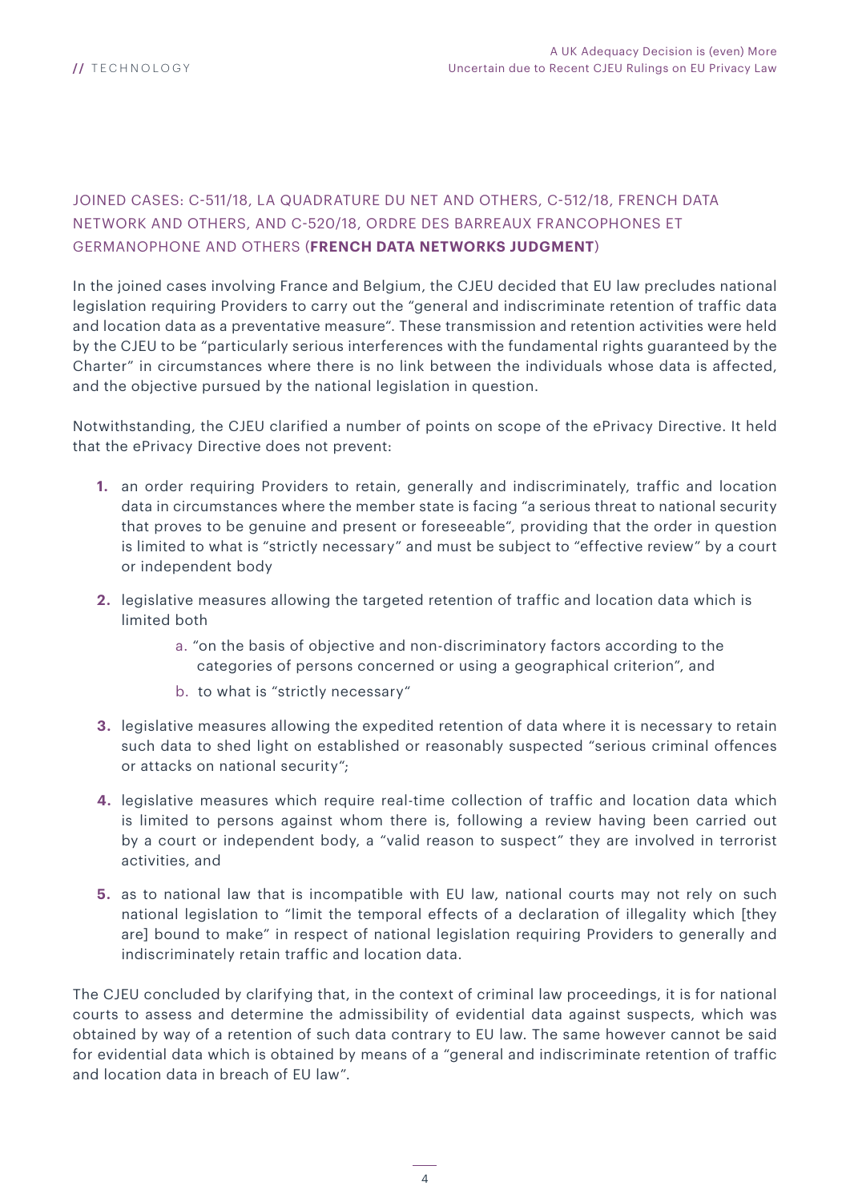## JOINED CASES: C-511/18, LA QUADRATURE DU NET AND OTHERS, C-512/18, FRENCH DATA NETWORK AND OTHERS, AND C-520/18, ORDRE DES BARREAUX FRANCOPHONES ET GERMANOPHONE AND OTHERS (**FRENCH DATA NETWORKS JUDGMENT**)

In the joined cases involving France and Belgium, the CJEU decided that EU law precludes national legislation requiring Providers to carry out the "general and indiscriminate retention of traffic data and location data as a preventative measure". These transmission and retention activities were held by the CJEU to be "particularly serious interferences with the fundamental rights guaranteed by the Charter" in circumstances where there is no link between the individuals whose data is affected, and the objective pursued by the national legislation in question.

Notwithstanding, the CJEU clarified a number of points on scope of the ePrivacy Directive. It held that the ePrivacy Directive does not prevent:

1. an order requiring Providers to retain, generally and indiscriminately, traffic and location data in circumstances where the member state is facing "a serious threat to national security that proves to be genuine and present or foreseeable", providing that the order in question is limited to what is "strictly necessary" and must be subject to "effective review" by a court or independent body
2. legislative measures allowing the targeted retention of traffic and location data which is limited both
   a. "on the basis of objective and non-discriminatory factors according to the categories of persons concerned or using a geographical criterion", and
   b. to what is "strictly necessary"
3. legislative measures allowing the expedited retention of data where it is necessary to retain such data to shed light on established or reasonably suspected "serious criminal offences or attacks on national security";
4. legislative measures which require real-time collection of traffic and location data which is limited to persons against whom there is, following a review having been carried out by a court or independent body, a "valid reason to suspect" they are involved in terrorist activities, and
5. as to national law that is incompatible with EU law, national courts may not rely on such national legislation to "limit the temporal effects of a declaration of illegality which [they are] bound to make" in respect of national legislation requiring Providers to generally and indiscriminately retain traffic and location data.

The CJEU concluded by clarifying that, in the context of criminal law proceedings, it is for national courts to assess and determine the admissibility of evidential data against suspects, which was obtained by way of a retention of such data contrary to EU law. The same however cannot be said for evidential data which is obtained by means of a "general and indiscriminate retention of traffic and location data in breach of EU law".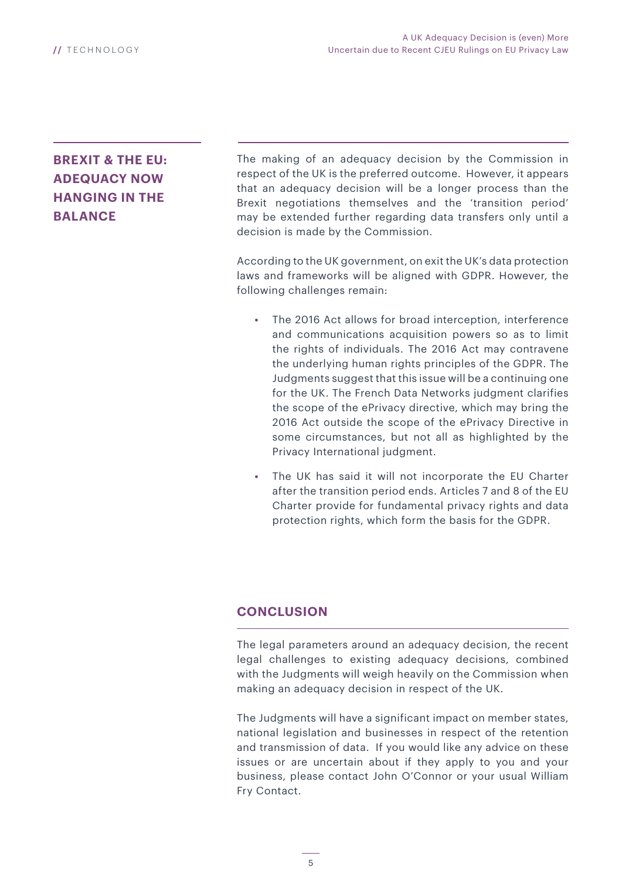## BREXIT & THE EU: ADEQUACY NOW HANGING IN THE BALANCE

The making of an adequacy decision by the Commission in respect of the UK is the preferred outcome. However, it appears that an adequacy decision will be a longer process than the Brexit negotiations themselves and the 'transition period' may be extended further regarding data transfers only until a decision is made by the Commission.

According to the UK government, on exit the UK's data protection laws and frameworks will be aligned with GDPR. However, the following challenges remain:

- The 2016 Act allows for broad interception, interference and communications acquisition powers so as to limit the rights of individuals. The 2016 Act may contravene the underlying human rights principles of the GDPR. The Judgments suggest that this issue will be a continuing one for the UK. The French Data Networks judgment clarifies the scope of the ePrivacy directive, which may bring the 2016 Act outside the scope of the ePrivacy Directive in some circumstances, but not all as highlighted by the Privacy International judgment.
- The UK has said it will not incorporate the EU Charter after the transition period ends. Articles 7 and 8 of the EU Charter provide for fundamental privacy rights and data protection rights, which form the basis for the GDPR.

## CONCLUSION

The legal parameters around an adequacy decision, the recent legal challenges to existing adequacy decisions, combined with the Judgments will weigh heavily on the Commission when making an adequacy decision in respect of the UK.

The Judgments will have a significant impact on member states, national legislation and businesses in respect of the retention and transmission of data. If you would like any advice on these issues or are uncertain about if they apply to you and your business, please contact John O'Connor or your usual William Fry Contact.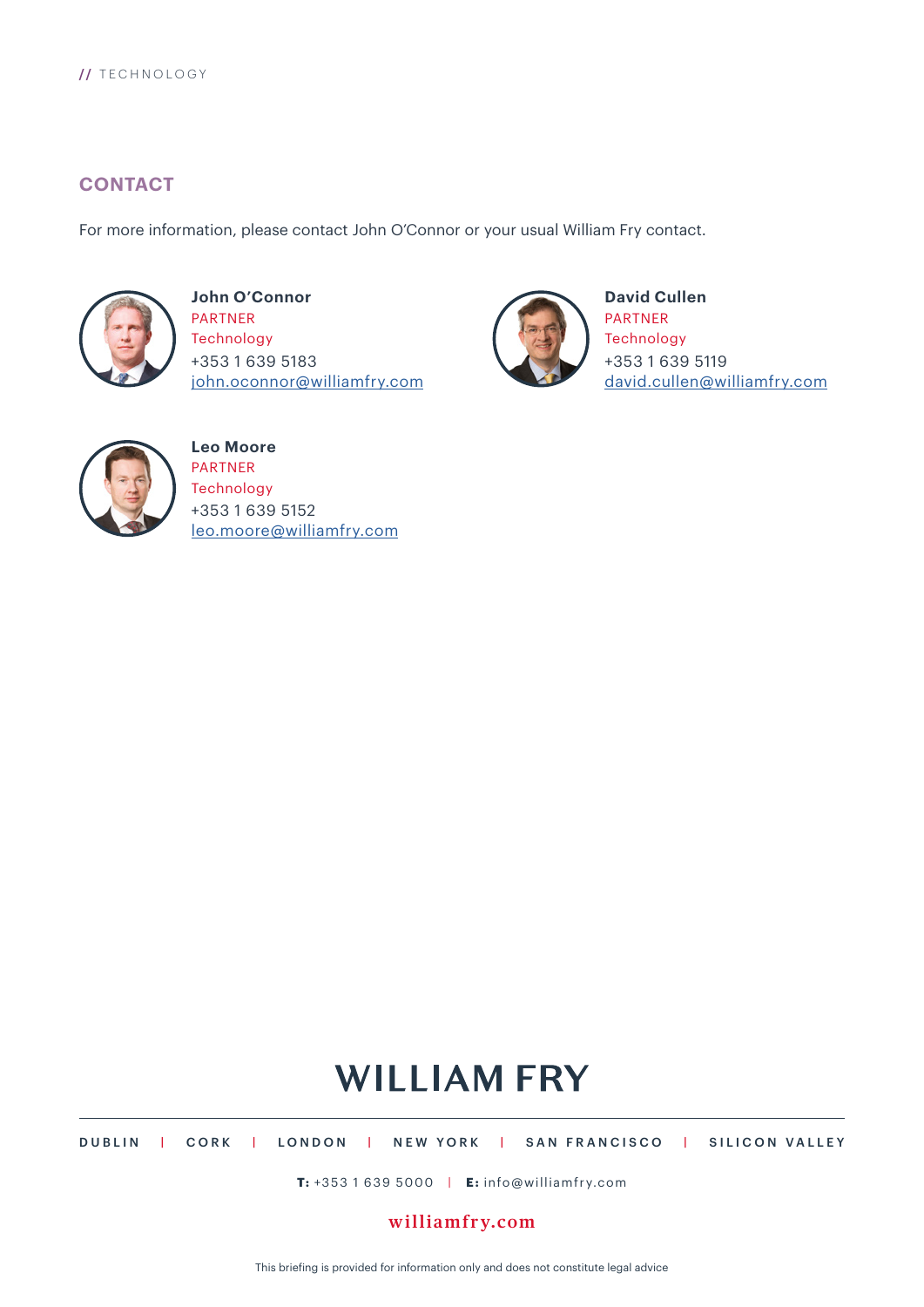## CONTACT

For more information, please contact John O'Connor or your usual William Fry contact.

**John O'Connor**
PARTNER
Technology
+353 1 639 5183
john.oconnor@williamfry.com

**David Cullen**
PARTNER
Technology
+353 1 639 5119
david.cullen@williamfry.com

**Leo Moore**
PARTNER
Technology
+353 1 639 5152
leo.moore@williamfry.com

WILLIAM FRY

DUBLIN | CORK | LONDON | NEW YORK | SAN FRANCISCO | SILICON VALLEY

**T:** +353 1 639 5000 | **E:** info@williamfry.com

williamfry.com

This briefing is provided for information only and does not constitute legal advice